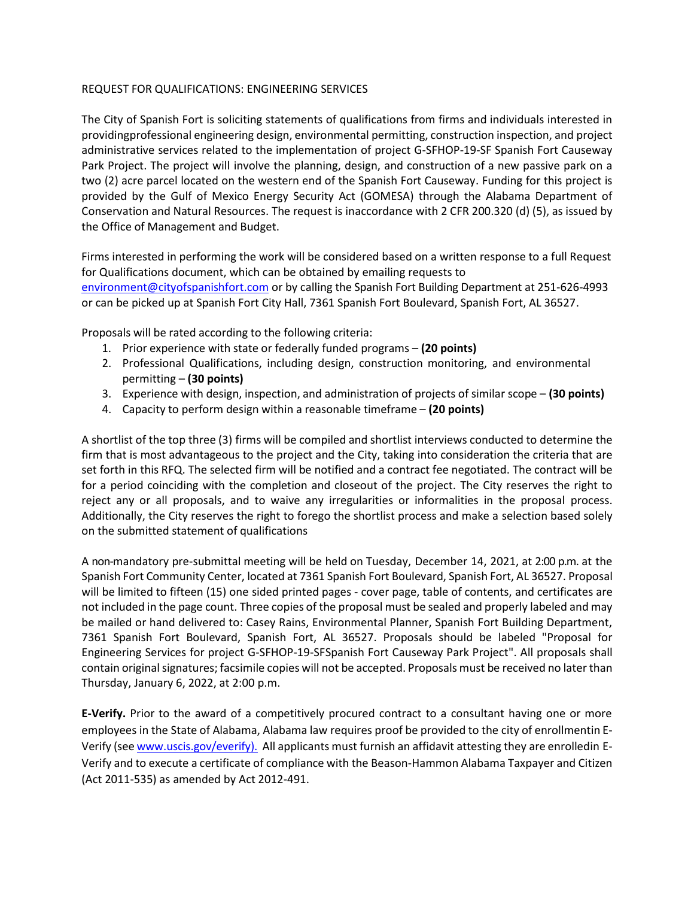# REQUEST FOR QUALIFICATIONS: ENGINEERING SERVICES

The City of Spanish Fort is soliciting statements of qualifications from firms and individuals interested in providingprofessional engineering design, environmental permitting, construction inspection, and project administrative services related to the implementation of project G-SFHOP-19-SF Spanish Fort Causeway Park Project. The project will involve the planning, design, and construction of a new passive park on a two (2) acre parcel located on the western end of the Spanish Fort Causeway. Funding for this project is provided by the Gulf of Mexico Energy Security Act (GOMESA) through the Alabama Department of Conservation and Natural Resources. The request is inaccordance with 2 CFR 200.320 (d) (5), as issued by the Office of Management and Budget.

Firms interested in performing the work will be considered based on a written response to a full Request for Qualifications document, which can be obtained by emailing requests to environment@cityofspanishfort.com or by calling the Spanish Fort Building Department at 251-626-4993 or can be picked up at Spanish Fort City Hall, 7361 Spanish Fort Boulevard, Spanish Fort, AL 36527.

Proposals will be rated according to the following criteria:

1. Prior experience with state or federally funded programs – **(20 points)**
2. Professional Qualifications, including design, construction monitoring, and environmental permitting – **(30 points)**
3. Experience with design, inspection, and administration of projects of similar scope – **(30 points)**
4. Capacity to perform design within a reasonable timeframe – **(20 points)**

A shortlist of the top three (3) firms will be compiled and shortlist interviews conducted to determine the firm that is most advantageous to the project and the City, taking into consideration the criteria that are set forth in this RFQ. The selected firm will be notified and a contract fee negotiated. The contract will be for a period coinciding with the completion and closeout of the project. The City reserves the right to reject any or all proposals, and to waive any irregularities or informalities in the proposal process. Additionally, the City reserves the right to forego the shortlist process and make a selection based solely on the submitted statement of qualifications

A non-mandatory pre-submittal meeting will be held on Tuesday, December 14, 2021, at 2:00 p.m. at the Spanish Fort Community Center, located at 7361 Spanish Fort Boulevard, Spanish Fort, AL 36527. Proposal will be limited to fifteen (15) one sided printed pages - cover page, table of contents, and certificates are not included in the page count. Three copies of the proposal must be sealed and properly labeled and may be mailed or hand delivered to: Casey Rains, Environmental Planner, Spanish Fort Building Department, 7361 Spanish Fort Boulevard, Spanish Fort, AL 36527. Proposals should be labeled "Proposal for Engineering Services for project G-SFHOP-19-SFSpanish Fort Causeway Park Project". All proposals shall contain original signatures; facsimile copies will not be accepted. Proposals must be received no later than Thursday, January 6, 2022, at 2:00 p.m.

**E-Verify.** Prior to the award of a competitively procured contract to a consultant having one or more employees in the State of Alabama, Alabama law requires proof be provided to the city of enrollmentin E-Verify (see www.uscis.gov/everify). All applicants must furnish an affidavit attesting they are enrolledin E-Verify and to execute a certificate of compliance with the Beason-Hammon Alabama Taxpayer and Citizen (Act 2011-535) as amended by Act 2012-491.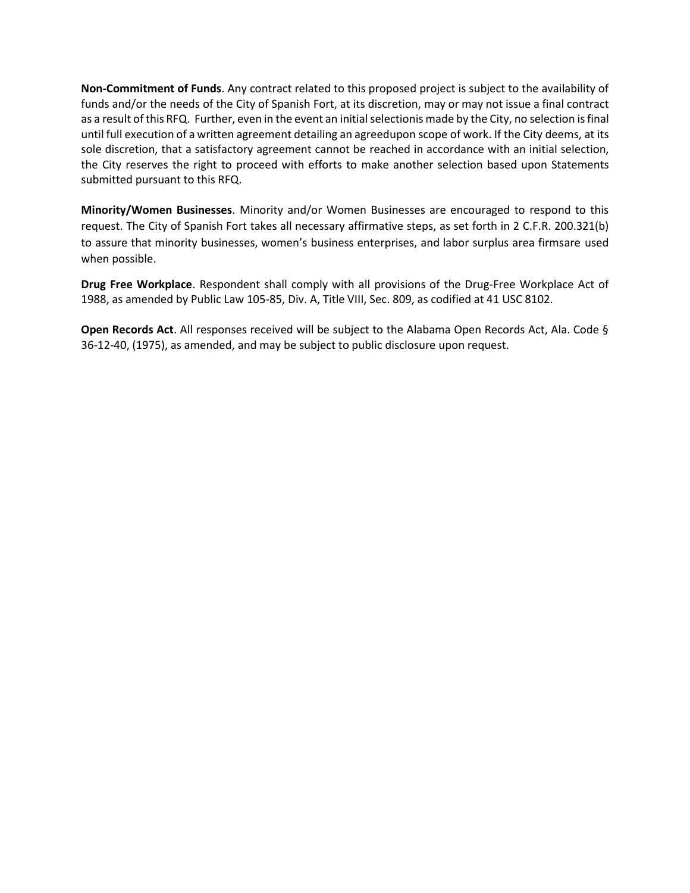**Non-Commitment of Funds**. Any contract related to this proposed project is subject to the availability of funds and/or the needs of the City of Spanish Fort, at its discretion, may or may not issue a final contract as a result of this RFQ. Further, even in the event an initial selectionis made by the City, no selection is final until full execution of a written agreement detailing an agreedupon scope of work. If the City deems, at its sole discretion, that a satisfactory agreement cannot be reached in accordance with an initial selection, the City reserves the right to proceed with efforts to make another selection based upon Statements submitted pursuant to this RFQ.

**Minority/Women Businesses**. Minority and/or Women Businesses are encouraged to respond to this request. The City of Spanish Fort takes all necessary affirmative steps, as set forth in 2 C.F.R. 200.321(b) to assure that minority businesses, women's business enterprises, and labor surplus area firmsare used when possible.

**Drug Free Workplace**. Respondent shall comply with all provisions of the Drug-Free Workplace Act of 1988, as amended by Public Law 105-85, Div. A, Title VIII, Sec. 809, as codified at 41 USC 8102.

**Open Records Act**. All responses received will be subject to the Alabama Open Records Act, Ala. Code § 36-12-40, (1975), as amended, and may be subject to public disclosure upon request.